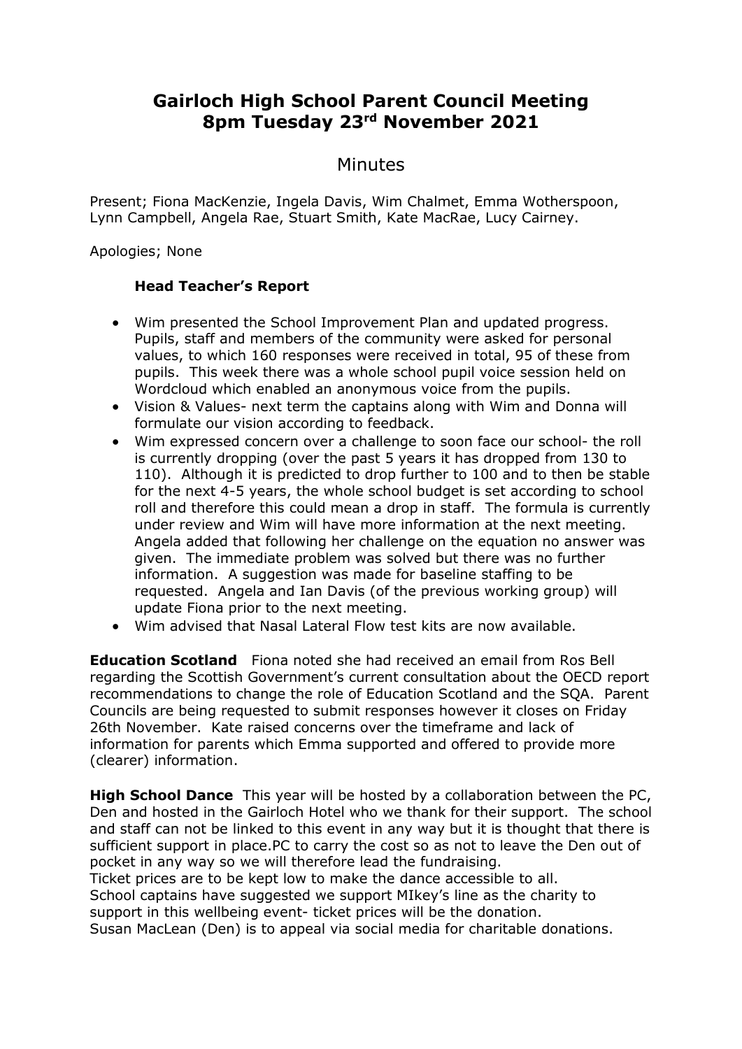# Gairloch High School Parent Council Meeting
# 8pm Tuesday 23rd November 2021

## Minutes

Present; Fiona MacKenzie, Ingela Davis, Wim Chalmet, Emma Wotherspoon, Lynn Campbell, Angela Rae, Stuart Smith, Kate MacRae, Lucy Cairney.

Apologies; None

### Head Teacher's Report

- Wim presented the School Improvement Plan and updated progress. Pupils, staff and members of the community were asked for personal values, to which 160 responses were received in total, 95 of these from pupils. This week there was a whole school pupil voice session held on Wordcloud which enabled an anonymous voice from the pupils.
- Vision & Values- next term the captains along with Wim and Donna will formulate our vision according to feedback.
- Wim expressed concern over a challenge to soon face our school- the roll is currently dropping (over the past 5 years it has dropped from 130 to 110). Although it is predicted to drop further to 100 and to then be stable for the next 4-5 years, the whole school budget is set according to school roll and therefore this could mean a drop in staff. The formula is currently under review and Wim will have more information at the next meeting. Angela added that following her challenge on the equation no answer was given. The immediate problem was solved but there was no further information. A suggestion was made for baseline staffing to be requested. Angela and Ian Davis (of the previous working group) will update Fiona prior to the next meeting.
- Wim advised that Nasal Lateral Flow test kits are now available.

**Education Scotland** Fiona noted she had received an email from Ros Bell regarding the Scottish Government's current consultation about the OECD report recommendations to change the role of Education Scotland and the SQA. Parent Councils are being requested to submit responses however it closes on Friday 26th November. Kate raised concerns over the timeframe and lack of information for parents which Emma supported and offered to provide more (clearer) information.

**High School Dance** This year will be hosted by a collaboration between the PC, Den and hosted in the Gairloch Hotel who we thank for their support. The school and staff can not be linked to this event in any way but it is thought that there is sufficient support in place.PC to carry the cost so as not to leave the Den out of pocket in any way so we will therefore lead the fundraising.
Ticket prices are to be kept low to make the dance accessible to all.
School captains have suggested we support MIkey's line as the charity to support in this wellbeing event- ticket prices will be the donation.
Susan MacLean (Den) is to appeal via social media for charitable donations.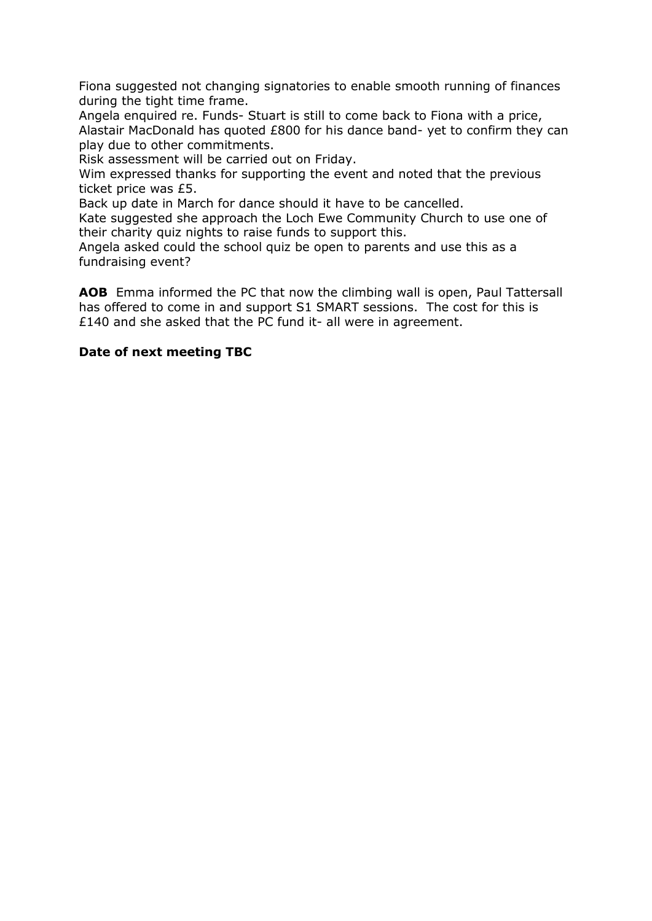Fiona suggested not changing signatories to enable smooth running of finances during the tight time frame.
Angela enquired re. Funds- Stuart is still to come back to Fiona with a price, Alastair MacDonald has quoted £800 for his dance band- yet to confirm they can play due to other commitments.
Risk assessment will be carried out on Friday.
Wim expressed thanks for supporting the event and noted that the previous ticket price was £5.
Back up date in March for dance should it have to be cancelled.
Kate suggested she approach the Loch Ewe Community Church to use one of their charity quiz nights to raise funds to support this.
Angela asked could the school quiz be open to parents and use this as a fundraising event?

**AOB** Emma informed the PC that now the climbing wall is open, Paul Tattersall has offered to come in and support S1 SMART sessions. The cost for this is £140 and she asked that the PC fund it- all were in agreement.

**Date of next meeting TBC**